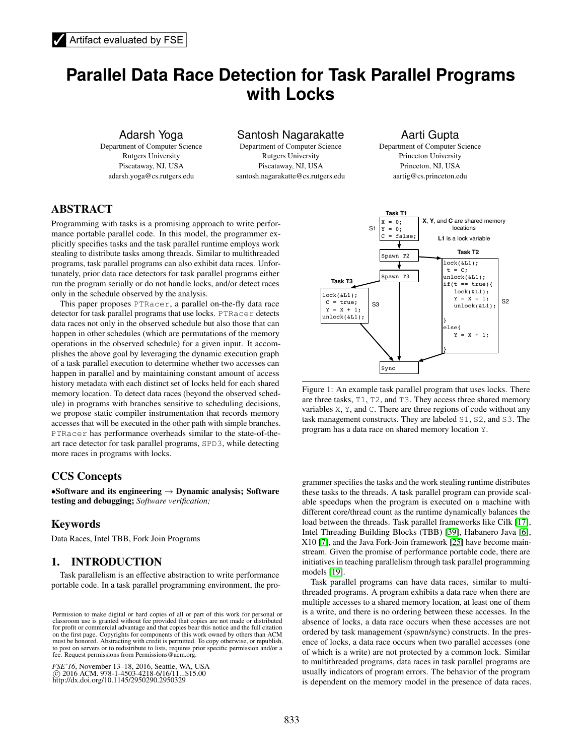✓ Artifact evaluated by FSE

# Parallel Data Race Detection for Task Parallel Programs with Locks

Adarsh Yoga
Department of Computer Science
Rutgers University
Piscataway, NJ, USA
adarsh.yoga@cs.rutgers.edu

Santosh Nagarakatte
Department of Computer Science
Rutgers University
Piscataway, NJ, USA
santosh.nagarakatte@cs.rutgers.edu

Aarti Gupta
Department of Computer Science
Princeton University
Princeton, NJ, USA
aartig@cs.princeton.edu

## ABSTRACT

Programming with tasks is a promising approach to write performance portable parallel code. In this model, the programmer explicitly specifies tasks and the task parallel runtime employs work stealing to distribute tasks among threads. Similar to multithreaded programs, task parallel programs can also exhibit data races. Unfortunately, prior data race detectors for task parallel programs either run the program serially or do not handle locks, and/or detect races only in the schedule observed by the analysis.

This paper proposes PTRacer, a parallel on-the-fly data race detector for task parallel programs that use locks. PTRacer detects data races not only in the observed schedule but also those that can happen in other schedules (which are permutations of the memory operations in the observed schedule) for a given input. It accomplishes the above goal by leveraging the dynamic execution graph of a task parallel execution to determine whether two accesses can happen in parallel and by maintaining constant amount of access history metadata with each distinct set of locks held for each shared memory location. To detect data races (beyond the observed schedule) in programs with branches sensitive to scheduling decisions, we propose static compiler instrumentation that records memory accesses that will be executed in the other path with simple branches. PTRacer has performance overheads similar to the state-of-the-art race detector for task parallel programs, SPD3, while detecting more races in programs with locks.

## CCS Concepts

•**Software and its engineering** → **Dynamic analysis; Software testing and debugging;** *Software verification;*

## Keywords

Data Races, Intel TBB, Fork Join Programs

## 1. INTRODUCTION

Task parallelism is an effective abstraction to write performance portable code. In a task parallel programming environment, the programmer specifies the tasks and the work stealing runtime distributes these tasks to the threads. A task parallel program can provide scalable speedups when the program is executed on a machine with different core/thread count as the runtime dynamically balances the load between the threads. Task parallel frameworks like Cilk [17], Intel Threading Building Blocks (TBB) [39], Habanero Java [6], X10 [7], and the Java Fork-Join framework [25] have become mainstream. Given the promise of performance portable code, there are initiatives in teaching parallelism through task parallel programming models [19].

Task parallel programs can have data races, similar to multithreaded programs. A program exhibits a data race when there are multiple accesses to a shared memory location, at least one of them is a write, and there is no ordering between these accesses. In the absence of locks, a data race occurs when these accesses are not ordered by task management (spawn/sync) constructs. In the presence of locks, a data race occurs when two parallel accesses (one of which is a write) are not protected by a common lock. Similar to multithreaded programs, data races in task parallel programs are usually indicators of program errors. The behavior of the program is dependent on the memory model in the presence of data races.

Task T1

```
X = 0;
Y = 0;
C = false;
```

S1

**X**, **Y**, and **C** are shared memory locations

**L1** is a lock variable

```
Spawn T2
```

```
Spawn T3
```

Task T2

```
lock(&L1);
 t = C;
unlock(&L1);
if(t == true){
   lock(&L1);
   Y = X - 1;
   unlock(&L1);
}
else{
   Y = X + 1;
}
```

S2

Task T3

```
lock(&L1);
 C = true;
 Y = X + 1;
unlock(&L1);
```

S3

```
Sync
```

Figure 1: An example task parallel program that uses locks. There are three tasks, T1, T2, and T3. They access three shared memory variables X, Y, and C. There are three regions of code without any task management constructs. They are labeled S1, S2, and S3. The program has a data race on shared memory location Y.

Permission to make digital or hard copies of all or part of this work for personal or classroom use is granted without fee provided that copies are not made or distributed for profit or commercial advantage and that copies bear this notice and the full citation on the first page. Copyrights for components of this work owned by others than ACM must be honored. Abstracting with credit is permitted. To copy otherwise, or republish, to post on servers or to redistribute to lists, requires prior specific permission and/or a fee. Request permissions from Permissions@acm.org.

*FSE'16*, November 13–18, 2016, Seattle, WA, USA
© 2016 ACM. 978-1-4503-4218-6/16/11...$15.00
http://dx.doi.org/10.1145/2950290.2950329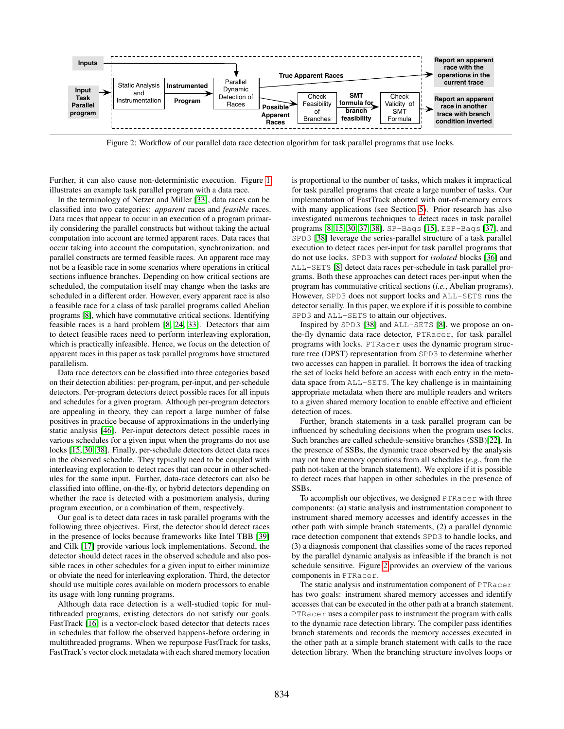Inputs

Input Task Parallel program

Static Analysis and Instrumentation

Instrumented Program

Parallel Dynamic Detection of Races

True Apparent Races

Possible Apparent Races

Check Feasibility of Branches

SMT formula for branch feasibility

Check Validity of SMT Formula

Report an apparent race with the operations in the current trace

Report an apparent race in another trace with branch condition inverted

Figure 2: Workflow of our parallel data race detection algorithm for task parallel programs that use locks.

Further, it can also cause non-deterministic execution. Figure 1 illustrates an example task parallel program with a data race.

In the terminology of Netzer and Miller [33], data races can be classified into two categories: *apparent* races and *feasible* races. Data races that appear to occur in an execution of a program primarily considering the parallel constructs but without taking the actual computation into account are termed apparent races. Data races that occur taking into account the computation, synchronization, and parallel constructs are termed feasible races. An apparent race may not be a feasible race in some scenarios where operations in critical sections influence branches. Depending on how critical sections are scheduled, the computation itself may change when the tasks are scheduled in a different order. However, every apparent race is also a feasible race for a class of task parallel programs called Abelian programs [8], which have commutative critical sections. Identifying feasible races is a hard problem [8, 24, 33]. Detectors that aim to detect feasible races need to perform interleaving exploration, which is practically infeasible. Hence, we focus on the detection of apparent races in this paper as task parallel programs have structured parallelism.

Data race detectors can be classified into three categories based on their detection abilities: per-program, per-input, and per-schedule detectors. Per-program detectors detect possible races for all inputs and schedules for a given program. Although per-program detectors are appealing in theory, they can report a large number of false positives in practice because of approximations in the underlying static analysis [46]. Per-input detectors detect possible races in various schedules for a given input when the programs do not use locks [15, 30, 38]. Finally, per-schedule detectors detect data races in the observed schedule. They typically need to be coupled with interleaving exploration to detect races that can occur in other schedules for the same input. Further, data-race detectors can also be classified into offline, on-the-fly, or hybrid detectors depending on whether the race is detected with a postmortem analysis, during program execution, or a combination of them, respectively.

Our goal is to detect data races in task parallel programs with the following three objectives. First, the detector should detect races in the presence of locks because frameworks like Intel TBB [39] and Cilk [17] provide various lock implementations. Second, the detector should detect races in the observed schedule and also possible races in other schedules for a given input to either minimize or obviate the need for interleaving exploration. Third, the detector should use multiple cores available on modern processors to enable its usage with long running programs.

Although data race detection is a well-studied topic for multithreaded programs, existing detectors do not satisfy our goals. FastTrack [16] is a vector-clock based detector that detects races in schedules that follow the observed happens-before ordering in multithreaded programs. When we repurpose FastTrack for tasks, FastTrack's vector clock metadata with each shared memory location is proportional to the number of tasks, which makes it impractical for task parallel programs that create a large number of tasks. Our implementation of FastTrack aborted with out-of-memory errors with many applications (see Section 5). Prior research has also investigated numerous techniques to detect races in task parallel programs [8, 15, 30, 37, 38]. SP-Bags [15], ESP-Bags [37], and SPD3 [38] leverage the series-parallel structure of a task parallel execution to detect races per-input for task parallel programs that do not use locks. SPD3 with support for *isolated* blocks [36] and ALL-SETS [8] detect data races per-schedule in task parallel programs. Both these approaches can detect races per-input when the program has commutative critical sections (*i.e.*, Abelian programs). However, SPD3 does not support locks and ALL-SETS runs the detector serially. In this paper, we explore if it is possible to combine SPD3 and ALL-SETS to attain our objectives.

Inspired by SPD3 [38] and ALL-SETS [8], we propose an on-the-fly dynamic data race detector, PTRacer, for task parallel programs with locks. PTRacer uses the dynamic program structure tree (DPST) representation from SPD3 to determine whether two accesses can happen in parallel. It borrows the idea of tracking the set of locks held before an access with each entry in the metadata space from ALL-SETS. The key challenge is in maintaining appropriate metadata when there are multiple readers and writers to a given shared memory location to enable effective and efficient detection of races.

Further, branch statements in a task parallel program can be influenced by scheduling decisions when the program uses locks. Such branches are called schedule-sensitive branches (SSB)[22]. In the presence of SSBs, the dynamic trace observed by the analysis may not have memory operations from all schedules (*e.g.*, from the path not-taken at the branch statement). We explore if it is possible to detect races that happen in other schedules in the presence of SSBs.

To accomplish our objectives, we designed PTRacer with three components: (a) static analysis and instrumentation component to instrument shared memory accesses and identify accesses in the other path with simple branch statements, (2) a parallel dynamic race detection component that extends SPD3 to handle locks, and (3) a diagnosis component that classifies some of the races reported by the parallel dynamic analysis as infeasible if the branch is not schedule sensitive. Figure 2 provides an overview of the various components in PTRacer.

The static analysis and instrumentation component of PTRacer has two goals: instrument shared memory accesses and identify accesses that can be executed in the other path at a branch statement. PTRacer uses a compiler pass to instrument the program with calls to the dynamic race detection library. The compiler pass identifies branch statements and records the memory accesses executed in the other path at a simple branch statement with calls to the race detection library. When the branching structure involves loops or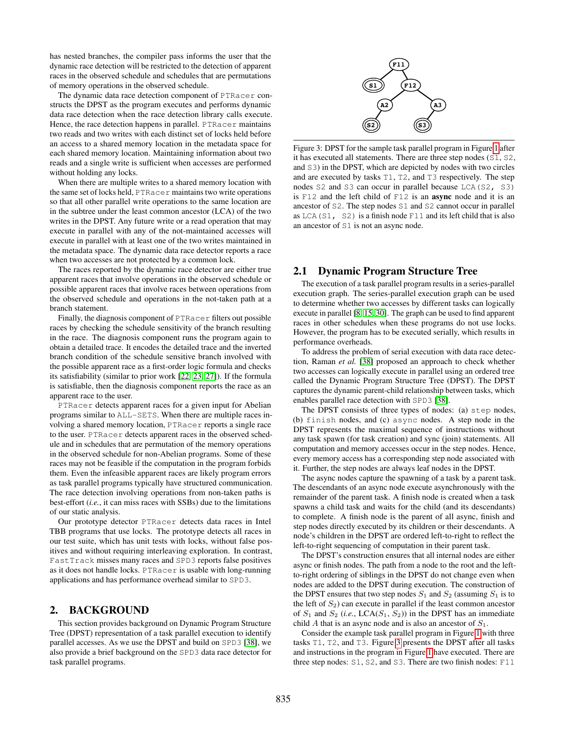has nested branches, the compiler pass informs the user that the dynamic race detection will be restricted to the detection of apparent races in the observed schedule and schedules that are permutations of memory operations in the observed schedule.

The dynamic data race detection component of PTRacer constructs the DPST as the program executes and performs dynamic data race detection when the race detection library calls execute. Hence, the race detection happens in parallel. PTRacer maintains two reads and two writes with each distinct set of locks held before an access to a shared memory location in the metadata space for each shared memory location. Maintaining information about two reads and a single write is sufficient when accesses are performed without holding any locks.

When there are multiple writes to a shared memory location with the same set of locks held, PTRacer maintains two write operations so that all other parallel write operations to the same location are in the subtree under the least common ancestor (LCA) of the two writes in the DPST. Any future write or a read operation that may execute in parallel with any of the not-maintained accesses will execute in parallel with at least one of the two writes maintained in the metadata space. The dynamic data race detector reports a race when two accesses are not protected by a common lock.

The races reported by the dynamic race detector are either true apparent races that involve operations in the observed schedule or possible apparent races that involve races between operations from the observed schedule and operations in the not-taken path at a branch statement.

Finally, the diagnosis component of PTRacer filters out possible races by checking the schedule sensitivity of the branch resulting in the race. The diagnosis component runs the program again to obtain a detailed trace. It encodes the detailed trace and the inverted branch condition of the schedule sensitive branch involved with the possible apparent race as a first-order logic formula and checks its satisfiability (similar to prior work [22, 23, 27]). If the formula is satisfiable, then the diagnosis component reports the race as an apparent race to the user.

PTRacer detects apparent races for a given input for Abelian programs similar to ALL-SETS. When there are multiple races involving a shared memory location, PTRacer reports a single race to the user. PTRacer detects apparent races in the observed schedule and in schedules that are permutation of the memory operations in the observed schedule for non-Abelian programs. Some of these races may not be feasible if the computation in the program forbids them. Even the infeasible apparent races are likely program errors as task parallel programs typically have structured communication. The race detection involving operations from non-taken paths is best-effort (*i.e.*, it can miss races with SSBs) due to the limitations of our static analysis.

Our prototype detector PTRacer detects data races in Intel TBB programs that use locks. The prototype detects all races in our test suite, which has unit tests with locks, without false positives and without requiring interleaving exploration. In contrast, FastTrack misses many races and SPD3 reports false positives as it does not handle locks. PTRacer is usable with long-running applications and has performance overhead similar to SPD3.

## 2. BACKGROUND

This section provides background on Dynamic Program Structure Tree (DPST) representation of a task parallel execution to identify parallel accesses. As we use the DPST and build on SPD3 [38], we also provide a brief background on the SPD3 data race detector for task parallel programs.

Figure 3: DPST for the sample task parallel program in Figure 1 after it has executed all statements. There are three step nodes (S1, S2, and S3) in the DPST, which are depicted by nodes with two circles and are executed by tasks T1, T2, and T3 respectively. The step nodes S2 and S3 can occur in parallel because LCA(S2, S3) is F12 and the left child of F12 is an **async** node and it is an ancestor of S2. The step nodes S1 and S2 cannot occur in parallel as LCA(S1, S2) is a finish node F11 and its left child that is also an ancestor of S1 is not an async node.

### 2.1 Dynamic Program Structure Tree

The execution of a task parallel program results in a series-parallel execution graph. The series-parallel execution graph can be used to determine whether two accesses by different tasks can logically execute in parallel [8, 15, 30]. The graph can be used to find apparent races in other schedules when these programs do not use locks. However, the program has to be executed serially, which results in performance overheads.

To address the problem of serial execution with data race detection, Raman *et al.* [38] proposed an approach to check whether two accesses can logically execute in parallel using an ordered tree called the Dynamic Program Structure Tree (DPST). The DPST captures the dynamic parent-child relationship between tasks, which enables parallel race detection with SPD3 [38].

The DPST consists of three types of nodes: (a) step nodes, (b) finish nodes, and (c) async nodes. A step node in the DPST represents the maximal sequence of instructions without any task spawn (for task creation) and sync (join) statements. All computation and memory accesses occur in the step nodes. Hence, every memory access has a corresponding step node associated with it. Further, the step nodes are always leaf nodes in the DPST.

The async nodes capture the spawning of a task by a parent task. The descendants of an async node execute asynchronously with the remainder of the parent task. A finish node is created when a task spawns a child task and waits for the child (and its descendants) to complete. A finish node is the parent of all async, finish and step nodes directly executed by its children or their descendants. A node's children in the DPST are ordered left-to-right to reflect the left-to-right sequencing of computation in their parent task.

The DPST's construction ensures that all internal nodes are either async or finish nodes. The path from a node to the root and the left-to-right ordering of siblings in the DPST do not change even when nodes are added to the DPST during execution. The construction of the DPST ensures that two step nodes $S_1$ and $S_2$ (assuming $S_1$ is to the left of $S_2$) can execute in parallel if the least common ancestor of $S_1$ and $S_2$ (*i.e.*, LCA($S_1$, $S_2$)) in the DPST has an immediate child $A$ that is an async node and is also an ancestor of $S_1$.

Consider the example task parallel program in Figure 1 with three tasks T1, T2, and T3. Figure 3 presents the DPST after all tasks and instructions in the program in Figure 1 have executed. There are three step nodes: S1, S2, and S3. There are two finish nodes: F11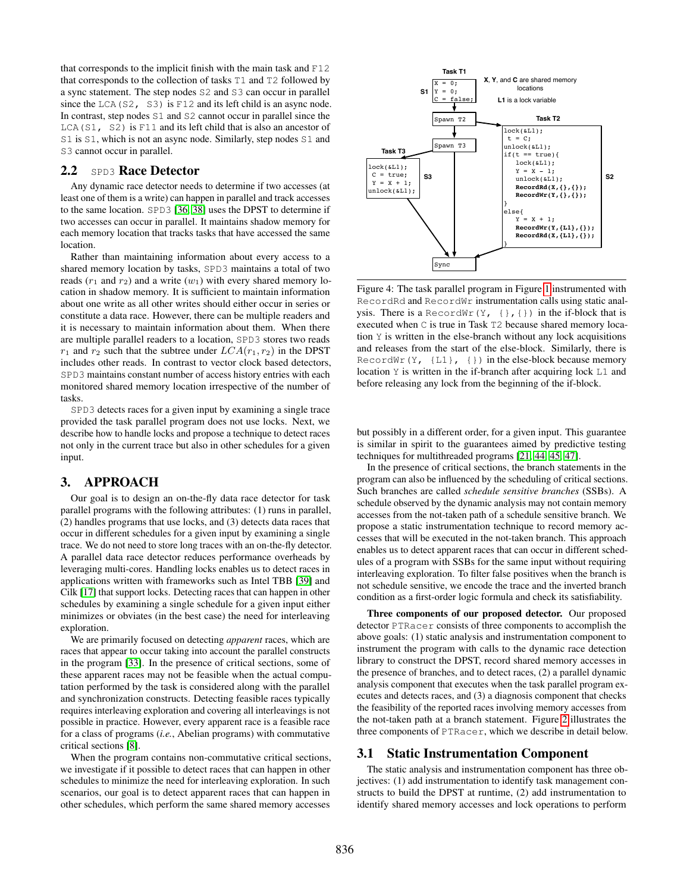that corresponds to the implicit finish with the main task and F12 that corresponds to the collection of tasks T1 and T2 followed by a sync statement. The step nodes S2 and S3 can occur in parallel since the LCA(S2, S3) is F12 and its left child is an async node. In contrast, step nodes S1 and S2 cannot occur in parallel since the LCA(S1, S2) is F11 and its left child that is also an ancestor of S1 is S1, which is not an async node. Similarly, step nodes S1 and S3 cannot occur in parallel.

## 2.2 SPD3 Race Detector

Any dynamic race detector needs to determine if two accesses (at least one of them is a write) can happen in parallel and track accesses to the same location. SPD3 [36, 38] uses the DPST to determine if two accesses can occur in parallel. It maintains shadow memory for each memory location that tracks tasks that have accessed the same location.

Rather than maintaining information about every access to a shared memory location by tasks, SPD3 maintains a total of two reads ($r_1$ and $r_2$) and a write ($w_1$) with every shared memory location in shadow memory. It is sufficient to maintain information about one write as all other writes should either occur in series or constitute a data race. However, there can be multiple readers and it is necessary to maintain information about them. When there are multiple parallel readers to a location, SPD3 stores two reads $r_1$ and $r_2$ such that the subtree under $LCA(r_1, r_2)$ in the DPST includes other reads. In contrast to vector clock based detectors, SPD3 maintains constant number of access history entries with each monitored shared memory location irrespective of the number of tasks.

SPD3 detects races for a given input by examining a single trace provided the task parallel program does not use locks. Next, we describe how to handle locks and propose a technique to detect races not only in the current trace but also in other schedules for a given input.

# 3. APPROACH

Our goal is to design an on-the-fly data race detector for task parallel programs with the following attributes: (1) runs in parallel, (2) handles programs that use locks, and (3) detects data races that occur in different schedules for a given input by examining a single trace. We do not need to store long traces with an on-the-fly detector. A parallel data race detector reduces performance overheads by leveraging multi-cores. Handling locks enables us to detect races in applications written with frameworks such as Intel TBB [39] and Cilk [17] that support locks. Detecting races that can happen in other schedules by examining a single schedule for a given input either minimizes or obviates (in the best case) the need for interleaving exploration.

We are primarily focused on detecting *apparent* races, which are races that appear to occur taking into account the parallel constructs in the program [33]. In the presence of critical sections, some of these apparent races may not be feasible when the actual computation performed by the task is considered along with the parallel and synchronization constructs. Detecting feasible races typically requires interleaving exploration and covering all interleavings is not possible in practice. However, every apparent race is a feasible race for a class of programs (*i.e.*, Abelian programs) with commutative critical sections [8].

When the program contains non-commutative critical sections, we investigate if it possible to detect races that can happen in other schedules to minimize the need for interleaving exploration. In such scenarios, our goal is to detect apparent races that can happen in other schedules, which perform the same shared memory accesses

Task T1 / X, Y, and C are shared memory locations / L1 is a lock variable

S1:
```
X = 0;
Y = 0;
C = false;
```

```
Spawn T2
```

```
Spawn T3
```

Task T3 (S3):
```
lock(&L1);
 C = true;
 Y = X + 1;
unlock(&L1);
```

Task T2 (S2):
```
lock(&L1);
 t = C;
unlock(&L1);
if(t == true){
   lock(&L1);
   Y = X - 1;
   unlock(&L1);
   RecordRd(X,{},{});
   RecordWr(Y,{},{});
}
else{
   Y = X + 1;
   RecordWr(Y,{L1},{});
   RecordRd(X,{L1},{});
}
```

```
Sync
```

Figure 4: The task parallel program in Figure 1 instrumented with RecordRd and RecordWr instrumentation calls using static analysis. There is a RecordWr(Y, {},{}) in the if-block that is executed when C is true in Task T2 because shared memory location Y is written in the else-branch without any lock acquisitions and releases from the start of the else-block. Similarly, there is RecordWr(Y, {L1}, {}) in the else-block because memory location Y is written in the if-branch after acquiring lock L1 and before releasing any lock from the beginning of the if-block.

but possibly in a different order, for a given input. This guarantee is similar in spirit to the guarantees aimed by predictive testing techniques for multithreaded programs [21, 44, 45, 47].

In the presence of critical sections, the branch statements in the program can also be influenced by the scheduling of critical sections. Such branches are called *schedule sensitive branches* (SSBs). A schedule observed by the dynamic analysis may not contain memory accesses from the not-taken path of a schedule sensitive branch. We propose a static instrumentation technique to record memory accesses that will be executed in the not-taken branch. This approach enables us to detect apparent races that can occur in different schedules of a program with SSBs for the same input without requiring interleaving exploration. To filter false positives when the branch is not schedule sensitive, we encode the trace and the inverted branch condition as a first-order logic formula and check its satisfiability.

**Three components of our proposed detector.** Our proposed detector PTRacer consists of three components to accomplish the above goals: (1) static analysis and instrumentation component to instrument the program with calls to the dynamic race detection library to construct the DPST, record shared memory accesses in the presence of branches, and to detect races, (2) a parallel dynamic analysis component that executes when the task parallel program executes and detects races, and (3) a diagnosis component that checks the feasibility of the reported races involving memory accesses from the not-taken path at a branch statement. Figure 2 illustrates the three components of PTRacer, which we describe in detail below.

## 3.1 Static Instrumentation Component

The static analysis and instrumentation component has three objectives: (1) add instrumentation to identify task management constructs to build the DPST at runtime, (2) add instrumentation to identify shared memory accesses and lock operations to perform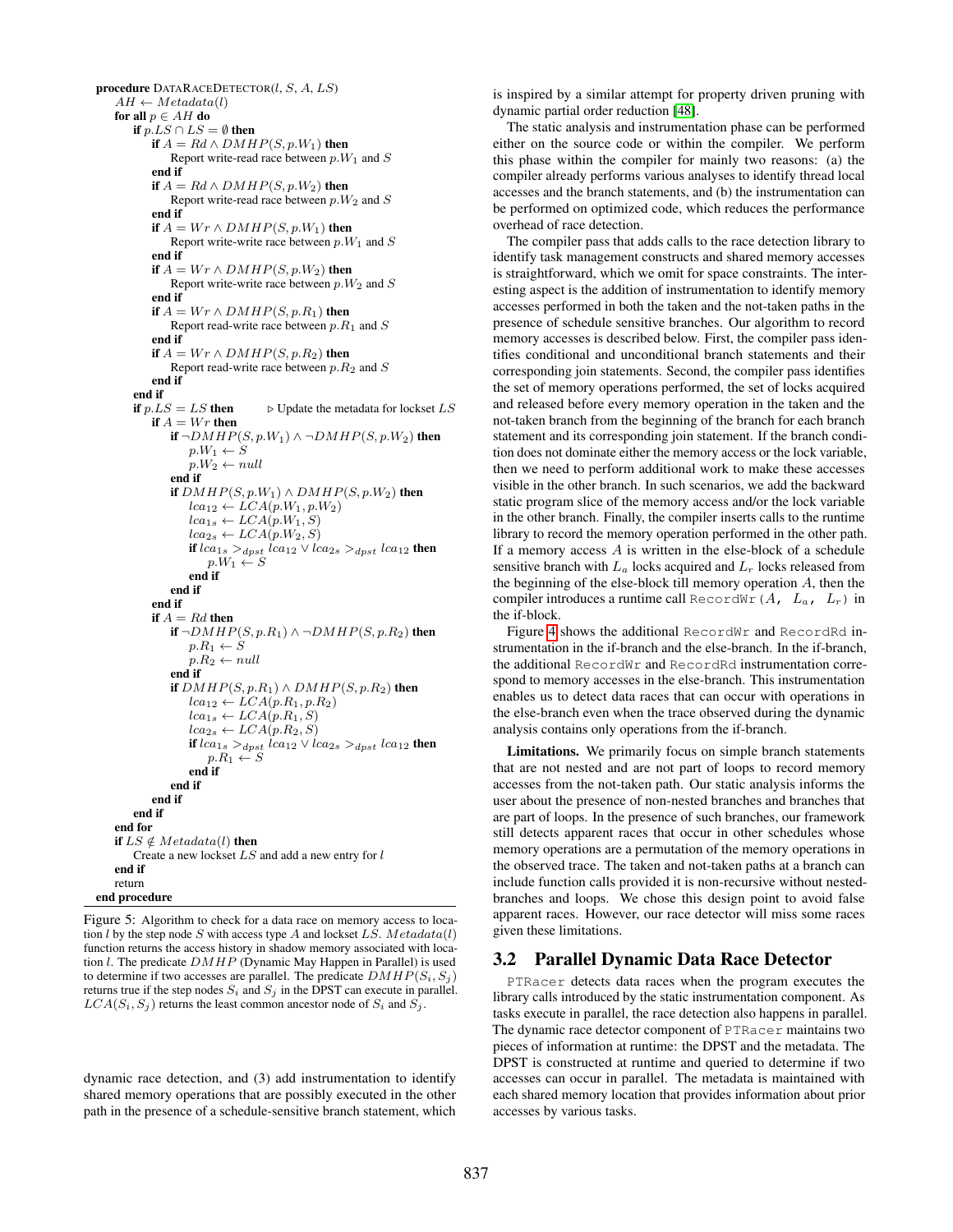```
procedure DATARACEDETECTOR(l, S, A, LS)
    AH ← Metadata(l)
    for all p ∈ AH do
        if p.LS ∩ LS = ∅ then
            if A = Rd ∧ DMHP(S, p.W1) then
                Report write-read race between p.W1 and S
            end if
            if A = Rd ∧ DMHP(S, p.W2) then
                Report write-read race between p.W2 and S
            end if
            if A = Wr ∧ DMHP(S, p.W1) then
                Report write-write race between p.W1 and S
            end if
            if A = Wr ∧ DMHP(S, p.W2) then
                Report write-write race between p.W2 and S
            end if
            if A = Wr ∧ DMHP(S, p.R1) then
                Report read-write race between p.R1 and S
            end if
            if A = Wr ∧ DMHP(S, p.R2) then
                Report read-write race between p.R2 and S
            end if
        end if
        if p.LS = LS then                  ▷ Update the metadata for lockset LS
            if A = Wr then
                if ¬DMHP(S, p.W1) ∧ ¬DMHP(S, p.W2) then
                    p.W1 ← S
                    p.W2 ← null
                end if
                if DMHP(S, p.W1) ∧ DMHP(S, p.W2) then
                    lca12 ← LCA(p.W1, p.W2)
                    lca1s ← LCA(p.W1, S)
                    lca2s ← LCA(p.W2, S)
                    if lca1s >dpst lca12 ∨ lca2s >dpst lca12 then
                        p.W1 ← S
                    end if
                end if
            end if
            if A = Rd then
                if ¬DMHP(S, p.R1) ∧ ¬DMHP(S, p.R2) then
                    p.R1 ← S
                    p.R2 ← null
                end if
                if DMHP(S, p.R1) ∧ DMHP(S, p.R2) then
                    lca12 ← LCA(p.R1, p.R2)
                    lca1s ← LCA(p.R1, S)
                    lca2s ← LCA(p.R2, S)
                    if lca1s >dpst lca12 ∨ lca2s >dpst lca12 then
                        p.R1 ← S
                    end if
                end if
            end if
        end if
    end for
    if LS ∉ Metadata(l) then
        Create a new lockset LS and add a new entry for l
    end if
    return
end procedure
```

Figure 5: Algorithm to check for a data race on memory access to location $l$ by the step node $S$ with access type $A$ and lockset $LS$. $Metadata(l)$ function returns the access history in shadow memory associated with location $l$. The predicate $DMHP$ (Dynamic May Happen in Parallel) is used to determine if two accesses are parallel. The predicate $DMHP(S_i, S_j)$ returns true if the step nodes $S_i$ and $S_j$ in the DPST can execute in parallel. $LCA(S_i, S_j)$ returns the least common ancestor node of $S_i$ and $S_j$.

dynamic race detection, and (3) add instrumentation to identify shared memory operations that are possibly executed in the other path in the presence of a schedule-sensitive branch statement, which is inspired by a similar attempt for property driven pruning with dynamic partial order reduction [48].

The static analysis and instrumentation phase can be performed either on the source code or within the compiler. We perform this phase within the compiler for mainly two reasons: (a) the compiler already performs various analyses to identify thread local accesses and the branch statements, and (b) the instrumentation can be performed on optimized code, which reduces the performance overhead of race detection.

The compiler pass that adds calls to the race detection library to identify task management constructs and shared memory accesses is straightforward, which we omit for space constraints. The interesting aspect is the addition of instrumentation to identify memory accesses performed in both the taken and the not-taken paths in the presence of schedule sensitive branches. Our algorithm to record memory accesses is described below. First, the compiler pass identifies conditional and unconditional branch statements and their corresponding join statements. Second, the compiler pass identifies the set of memory operations performed, the set of locks acquired and released before every memory operation in the taken and the not-taken branch from the beginning of the branch for each branch statement and its corresponding join statement. If the branch condition does not dominate either the memory access or the lock variable, then we need to perform additional work to make these accesses visible in the other branch. In such scenarios, we add the backward static program slice of the memory access and/or the lock variable in the other branch. Finally, the compiler inserts calls to the runtime library to record the memory operation performed in the other path. If a memory access $A$ is written in the else-block of a schedule sensitive branch with $L_a$ locks acquired and $L_r$ locks released from the beginning of the else-block till memory operation $A$, then the compiler introduces a runtime call `RecordWr(A, La, Lr)` in the if-block.

Figure 4 shows the additional `RecordWr` and `RecordRd` instrumentation in the if-branch and the else-branch. In the if-branch, the additional `RecordWr` and `RecordRd` instrumentation correspond to memory accesses in the else-branch. This instrumentation enables us to detect data races that can occur with operations in the else-branch even when the trace observed during the dynamic analysis contains only operations from the if-branch.

**Limitations.** We primarily focus on simple branch statements that are not nested and are not part of loops to record memory accesses from the not-taken path. Our static analysis informs the user about the presence of non-nested branches and branches that are part of loops. In the presence of such branches, our framework still detects apparent races that occur in other schedules whose memory operations are a permutation of the memory operations in the observed trace. The taken and not-taken paths at a branch can include function calls provided it is non-recursive without nested-branches and loops. We chose this design point to avoid false apparent races. However, our race detector will miss some races given these limitations.

## 3.2 Parallel Dynamic Data Race Detector

`PTRacer` detects data races when the program executes the library calls introduced by the static instrumentation component. As tasks execute in parallel, the race detection also happens in parallel. The dynamic race detector component of `PTRacer` maintains two pieces of information at runtime: the DPST and the metadata. The DPST is constructed at runtime and queried to determine if two accesses can occur in parallel. The metadata is maintained with each shared memory location that provides information about prior accesses by various tasks.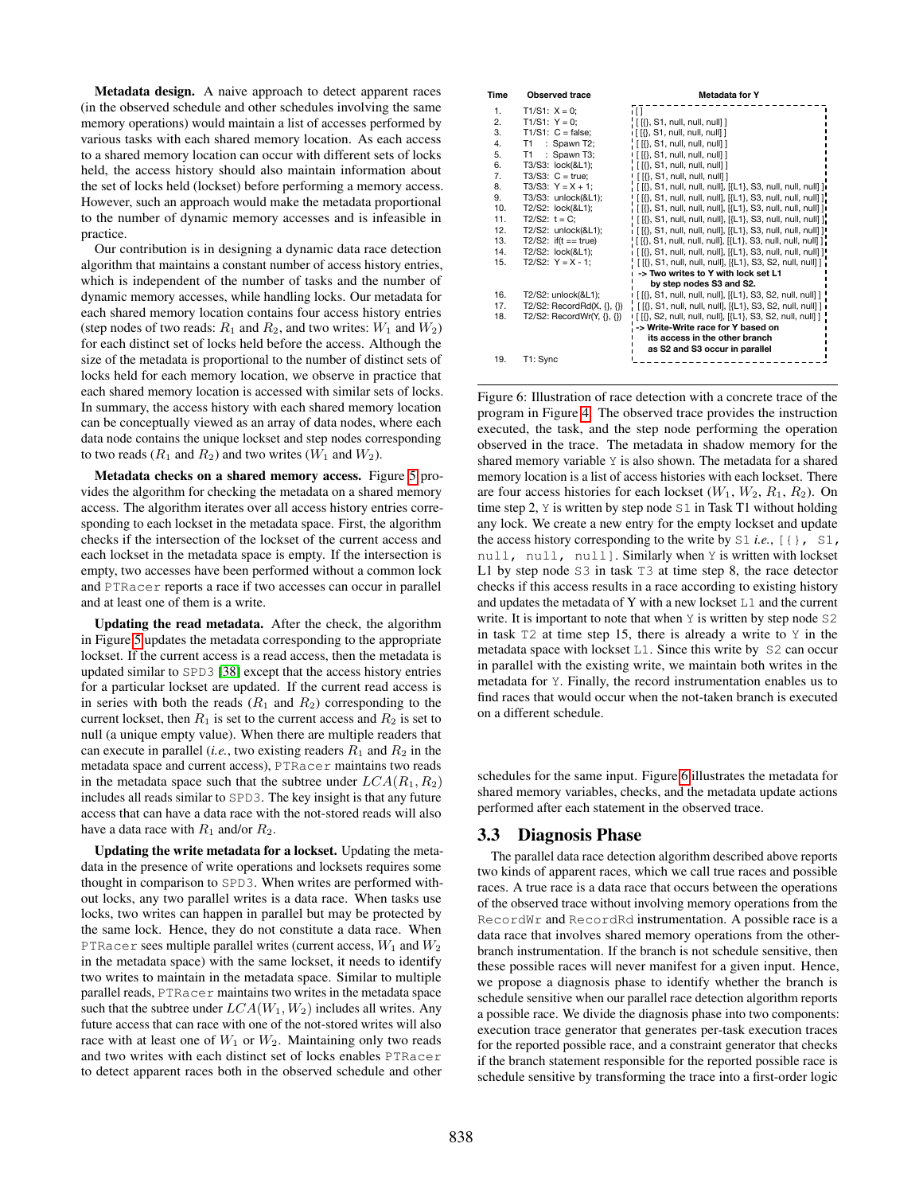**Metadata design.** A naive approach to detect apparent races (in the observed schedule and other schedules involving the same memory operations) would maintain a list of accesses performed by various tasks with each shared memory location. As each access to a shared memory location can occur with different sets of locks held, the access history should also maintain information about the set of locks held (lockset) before performing a memory access. However, such an approach would make the metadata proportional to the number of dynamic memory accesses and is infeasible in practice.

Our contribution is in designing a dynamic data race detection algorithm that maintains a constant number of access history entries, which is independent of the number of tasks and the number of dynamic memory accesses, while handling locks. Our metadata for each shared memory location contains four access history entries (step nodes of two reads: $R_1$ and $R_2$, and two writes: $W_1$ and $W_2$) for each distinct set of locks held before the access. Although the size of the metadata is proportional to the number of distinct sets of locks held for each memory location, we observe in practice that each shared memory location is accessed with similar sets of locks. In summary, the access history with each shared memory location can be conceptually viewed as an array of data nodes, where each data node contains the unique lockset and step nodes corresponding to two reads ($R_1$ and $R_2$) and two writes ($W_1$ and $W_2$).

**Metadata checks on a shared memory access.** Figure 5 provides the algorithm for checking the metadata on a shared memory access. The algorithm iterates over all access history entries corresponding to each lockset in the metadata space. First, the algorithm checks if the intersection of the lockset of the current access and each lockset in the metadata space is empty. If the intersection is empty, two accesses have been performed without a common lock and PTRacer reports a race if two accesses can occur in parallel and at least one of them is a write.

**Updating the read metadata.** After the check, the algorithm in Figure 5 updates the metadata corresponding to the appropriate lockset. If the current access is a read access, then the metadata is updated similar to SPD3 [38] except that the access history entries for a particular lockset are updated. If the current read access is in series with both the reads ($R_1$ and $R_2$) corresponding to the current lockset, then $R_1$ is set to the current access and $R_2$ is set to null (a unique empty value). When there are multiple readers that can execute in parallel (*i.e.*, two existing readers $R_1$ and $R_2$ in the metadata space and current access), PTRacer maintains two reads in the metadata space such that the subtree under $LCA(R_1, R_2)$ includes all reads similar to SPD3. The key insight is that any future access that can have a data race with the not-stored reads will also have a data race with $R_1$ and/or $R_2$.

**Updating the write metadata for a lockset.** Updating the metadata in the presence of write operations and locksets requires some thought in comparison to SPD3. When writes are performed without locks, any two parallel writes is a data race. When tasks use locks, two writes can happen in parallel but may be protected by the same lock. Hence, they do not constitute a data race. When PTRacer sees multiple parallel writes (current access, $W_1$ and $W_2$ in the metadata space) with the same lockset, it needs to identify two writes to maintain in the metadata space. Similar to multiple parallel reads, PTRacer maintains two writes in the metadata space such that the subtree under $LCA(W_1, W_2)$ includes all writes. Any future access that can race with one of the not-stored writes will also race with at least one of $W_1$ or $W_2$. Maintaining only two reads and two writes with each distinct set of locks enables PTRacer to detect apparent races both in the observed schedule and other schedules for the same input. Figure 6 illustrates the metadata for shared memory variables, checks, and the metadata update actions performed after each statement in the observed trace.

| Time | Observed trace | Metadata for Y |
|---|---|---|
| 1. | T1/S1: X = 0; | [ ] |
| 2. | T1/S1: Y = 0; | [ [{}, S1, null, null, null] ] |
| 3. | T1/S1: C = false; | [ [{}, S1, null, null, null] ] |
| 4. | T1 : Spawn T2; | [ [{}, S1, null, null, null] ] |
| 5. | T1 : Spawn T3; | [ [{}, S1, null, null, null] ] |
| 6. | T3/S3: lock(&L1); | [ [{}, S1, null, null, null] ] |
| 7. | T3/S3: C = true; | [ [{}, S1, null, null, null] ] |
| 8. | T3/S3: Y = X + 1; | [ [{}, S1, null, null, null], [{L1}, S3, null, null, null] ] |
| 9. | T3/S3: unlock(&L1); | [ [{}, S1, null, null, null], [{L1}, S3, null, null, null] ] |
| 10. | T2/S2: lock(&L1); | [ [{}, S1, null, null, null], [{L1}, S3, null, null, null] ] |
| 11. | T2/S2: t = C; | [ [{}, S1, null, null, null], [{L1}, S3, null, null, null] ] |
| 12. | T2/S2: unlock(&L1); | [ [{}, S1, null, null, null], [{L1}, S3, null, null, null] ] |
| 13. | T2/S2: if(t == true) | [ [{}, S1, null, null, null], [{L1}, S3, null, null, null] ] |
| 14. | T2/S2: lock(&L1); | [ [{}, S1, null, null, null], [{L1}, S3, null, null, null] ] |
| 15. | T2/S2: Y = X - 1; | [ [{}, S1, null, null, null], [{L1}, S3, S2, null, null] ] **-> Two writes to Y with lock set L1 by step nodes S3 and S2.** |
| 16. | T2/S2: unlock(&L1); | [ [{}, S1, null, null, null], [{L1}, S3, S2, null, null] ] |
| 17. | T2/S2: RecordRd(X, {}, {}) | [ [{}, S1, null, null, null], [{L1}, S3, S2, null, null] ] |
| 18. | T2/S2: RecordWr(Y, {}, {}) | [ [{}, S2, null, null, null], [{L1}, S3, S2, null, null] ] **-> Write-Write race for Y based on its access in the other branch as S2 and S3 occur in parallel** |
| 19. | T1: Sync | |

Figure 6: Illustration of race detection with a concrete trace of the program in Figure 4. The observed trace provides the instruction executed, the task, and the step node performing the operation observed in the trace. The metadata in shadow memory for the shared memory variable Y is also shown. The metadata for a shared memory location is a list of access histories with each lockset. There are four access histories for each lockset ($W_1$, $W_2$, $R_1$, $R_2$). On time step 2, Y is written by step node S1 in Task T1 without holding any lock. We create a new entry for the empty lockset and update the access history corresponding to the write by S1 *i.e.*, [{}, S1, null, null, null]. Similarly when Y is written with lockset L1 by step node S3 in task T3 at time step 8, the race detector checks if this access results in a race according to existing history and updates the metadata of Y with a new lockset L1 and the current write. It is important to note that when Y is written by step node S2 in task T2 at time step 15, there is already a write to Y in the metadata space with lockset L1. Since this write by S2 can occur in parallel with the existing write, we maintain both writes in the metadata for Y. Finally, the record instrumentation enables us to find races that would occur when the not-taken branch is executed on a different schedule.

## 3.3 Diagnosis Phase

The parallel data race detection algorithm described above reports two kinds of apparent races, which we call true races and possible races. A true race is a data race that occurs between the operations of the observed trace without involving memory operations from the RecordWr and RecordRd instrumentation. A possible race is a data race that involves shared memory operations from the other-branch instrumentation. If the branch is not schedule sensitive, then these possible races will never manifest for a given input. Hence, we propose a diagnosis phase to identify whether the branch is schedule sensitive when our parallel race detection algorithm reports a possible race. We divide the diagnosis phase into two components: execution trace generator that generates per-task execution traces for the reported possible race, and a constraint generator that checks if the branch statement responsible for the reported possible race is schedule sensitive by transforming the trace into a first-order logic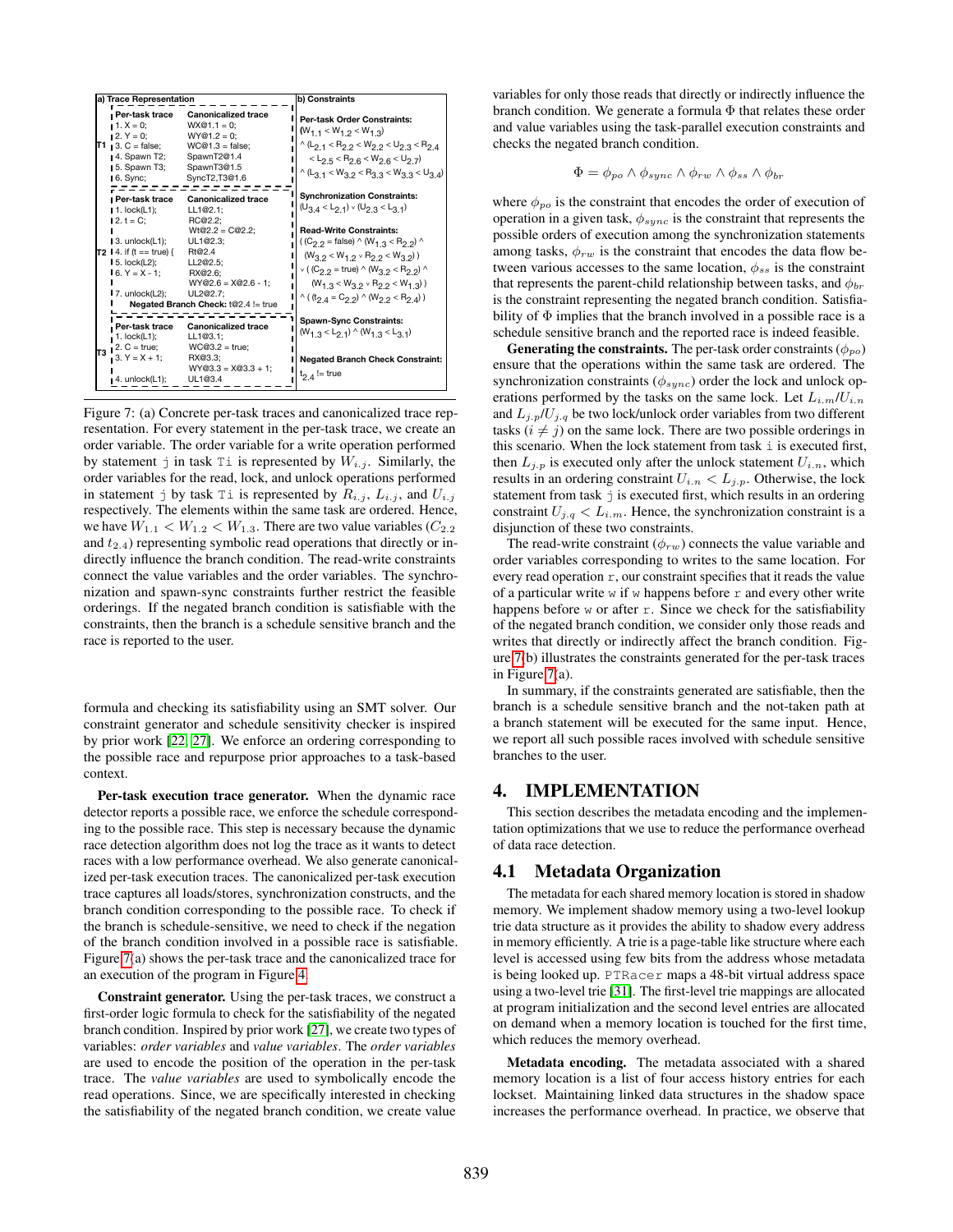**a) Trace Representation**

| | Per-task trace | Canonicalized trace |
|---|---|---|
| T1 | 1. X = 0; | WX@1.1 = 0; |
| | 2. Y = 0; | WY@1.2 = 0; |
| | 3. C = false; | WC@1.3 = false; |
| | 4. Spawn T2; | SpawnT2@1.4 |
| | 5. Spawn T3; | SpawnT3@1.5 |
| | 6. Sync; | SyncT2,T3@1.6 |
| T2 | 1. lock(L1); | LL1@2.1; |
| | 2. t = C; | RC@2.2; |
| | | Wt@2.2 = C@2.2; |
| | 3. unlock(L1); | UL1@2.3; |
| | 4. if (t == true) { | Rt@2.4 |
| | 5. lock(L2); | LL2@2.5; |
| | 6. Y = X - 1; | RX@2.6; |
| | | WY@2.6 = X@2.6 - 1; |
| | 7. unlock(L2); | UL2@2.7; |
| | Negated Branch Check: t@2.4 != true | |
| T3 | 1. lock(L1); | LL1@3.1; |
| | 2. C = true; | WC@3.2 = true; |
| | 3. Y = X + 1; | RX@3.3; |
| | | WY@3.3 = X@3.3 + 1; |
| | 4. unlock(L1); | UL1@3.4 |

**b) Constraints**

**Per-task Order Constraints:**
$(W_{1.1} < W_{1.2} < W_{1.3})$
$\wedge\ (L_{2.1} < R_{2.2} < W_{2.2} < U_{2.3} < R_{2.4} < L_{2.5} < R_{2.6} < W_{2.6} < U_{2.7})$
$\wedge\ (L_{3.1} < W_{3.2} < R_{3.3} < W_{3.3} < U_{3.4})$

**Synchronization Constraints:**
$(U_{3.4} < L_{2.1}) \vee (U_{2.3} < L_{3.1})$

**Read-Write Constraints:**
$((C_{2.2} = \text{false}) \wedge (W_{1.3} < R_{2.2}) \wedge (W_{3.2} < W_{1.2} \vee R_{2.2} < W_{3.2}))$
$\vee\ ((C_{2.2} = \text{true}) \wedge (W_{3.2} < R_{2.2}) \wedge (W_{1.3} < W_{3.2} \vee R_{2.2} < W_{1.3}))$
$\wedge\ ((t_{2.4} = C_{2.2}) \wedge (W_{2.2} < R_{2.4}))$

**Spawn-Sync Constraints:**
$(W_{1.3} < L_{2.1}) \wedge (W_{1.3} < L_{3.1})$

**Negated Branch Check Constraint:**
$t_{2.4}$ != true

Figure 7: (a) Concrete per-task traces and canonicalized trace representation. For every statement in the per-task trace, we create an order variable. The order variable for a write operation performed by statement j in task Ti is represented by $W_{i.j}$. Similarly, the order variables for the read, lock, and unlock operations performed in statement j by task Ti is represented by $R_{i.j}$, $L_{i.j}$, and $U_{i.j}$ respectively. The elements within the same task are ordered. Hence, we have $W_{1.1} < W_{1.2} < W_{1.3}$. There are two value variables ($C_{2.2}$ and $t_{2.4}$) representing symbolic read operations that directly or indirectly influence the branch condition. The read-write constraints connect the value variables and the order variables. The synchronization and spawn-sync constraints further restrict the feasible orderings. If the negated branch condition is satisfiable with the constraints, then the branch is a schedule sensitive branch and the race is reported to the user.

formula and checking its satisfiability using an SMT solver. Our constraint generator and schedule sensitivity checker is inspired by prior work [22, 27]. We enforce an ordering corresponding to the possible race and repurpose prior approaches to a task-based context.

**Per-task execution trace generator.** When the dynamic race detector reports a possible race, we enforce the schedule corresponding to the possible race. This step is necessary because the dynamic race detection algorithm does not log the trace as it wants to detect races with a low performance overhead. We also generate canonicalized per-task execution traces. The canonicalized per-task execution trace captures all loads/stores, synchronization constructs, and the branch condition corresponding to the possible race. To check if the branch is schedule-sensitive, we need to check if the negation of the branch condition involved in a possible race is satisfiable. Figure 7(a) shows the per-task trace and the canonicalized trace for an execution of the program in Figure 4.

**Constraint generator.** Using the per-task traces, we construct a first-order logic formula to check for the satisfiability of the negated branch condition. Inspired by prior work [27], we create two types of variables: *order variables* and *value variables*. The *order variables* are used to encode the position of the operation in the per-task trace. The *value variables* are used to symbolically encode the read operations. Since, we are specifically interested in checking the satisfiability of the negated branch condition, we create value variables for only those reads that directly or indirectly influence the branch condition. We generate a formula $\Phi$ that relates these order and value variables using the task-parallel execution constraints and checks the negated branch condition.

$$\Phi = \phi_{po} \wedge \phi_{sync} \wedge \phi_{rw} \wedge \phi_{ss} \wedge \phi_{br}$$

where $\phi_{po}$ is the constraint that encodes the order of execution of operation in a given task, $\phi_{sync}$ is the constraint that represents the possible orders of execution among the synchronization statements among tasks, $\phi_{rw}$ is the constraint that encodes the data flow between various accesses to the same location, $\phi_{ss}$ is the constraint that represents the parent-child relationship between tasks, and $\phi_{br}$ is the constraint representing the negated branch condition. Satisfiability of $\Phi$ implies that the branch involved in a possible race is a schedule sensitive branch and the reported race is indeed feasible.

**Generating the constraints.** The per-task order constraints ($\phi_{po}$) ensure that the operations within the same task are ordered. The synchronization constraints ($\phi_{sync}$) order the lock and unlock operations performed by the tasks on the same lock. Let $L_{i.m}/U_{i.n}$ and $L_{j.p}/U_{j.q}$ be two lock/unlock order variables from two different tasks ($i \neq j$) on the same lock. There are two possible orderings in this scenario. When the lock statement from task i is executed first, then $L_{j.p}$ is executed only after the unlock statement $U_{i.n}$, which results in an ordering constraint $U_{i.n} < L_{j.p}$. Otherwise, the lock statement from task j is executed first, which results in an ordering constraint $U_{j.q} < L_{i.m}$. Hence, the synchronization constraint is a disjunction of these two constraints.

The read-write constraint ($\phi_{rw}$) connects the value variable and order variables corresponding to writes to the same location. For every read operation r, our constraint specifies that it reads the value of a particular write w if w happens before r and every other write happens before w or after r. Since we check for the satisfiability of the negated branch condition, we consider only those reads and writes that directly or indirectly affect the branch condition. Figure 7(b) illustrates the constraints generated for the per-task traces in Figure 7(a).

In summary, if the constraints generated are satisfiable, then the branch is a schedule sensitive branch and the not-taken path at a branch statement will be executed for the same input. Hence, we report all such possible races involved with schedule sensitive branches to the user.

# 4. IMPLEMENTATION

This section describes the metadata encoding and the implementation optimizations that we use to reduce the performance overhead of data race detection.

## 4.1 Metadata Organization

The metadata for each shared memory location is stored in shadow memory. We implement shadow memory using a two-level lookup trie data structure as it provides the ability to shadow every address in memory efficiently. A trie is a page-table like structure where each level is accessed using few bits from the address whose metadata is being looked up. PTRacer maps a 48-bit virtual address space using a two-level trie [31]. The first-level trie mappings are allocated at program initialization and the second level entries are allocated on demand when a memory location is touched for the first time, which reduces the memory overhead.

**Metadata encoding.** The metadata associated with a shared memory location is a list of four access history entries for each lockset. Maintaining linked data structures in the shadow space increases the performance overhead. In practice, we observe that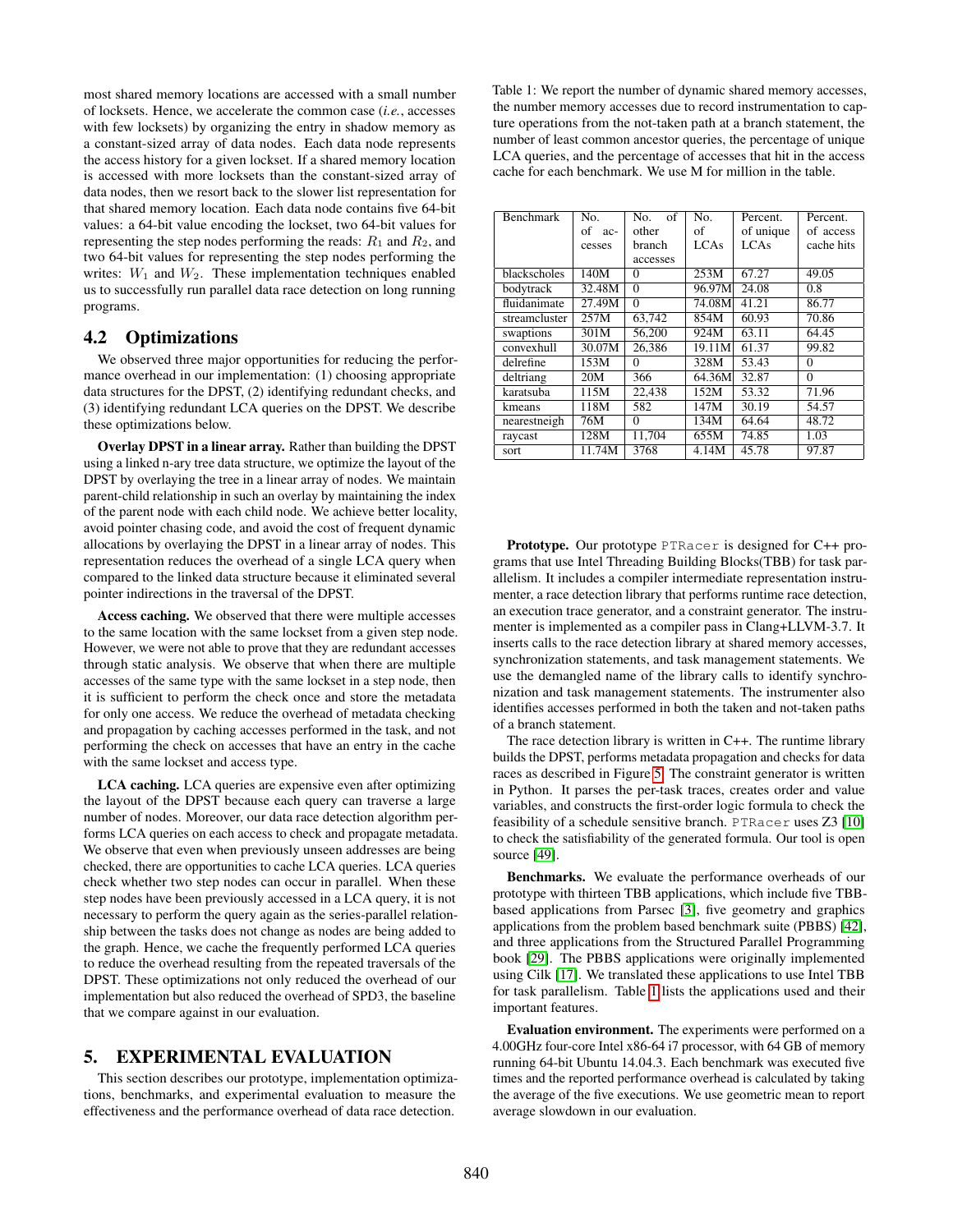most shared memory locations are accessed with a small number of locksets. Hence, we accelerate the common case (*i.e.*, accesses with few locksets) by organizing the entry in shadow memory as a constant-sized array of data nodes. Each data node represents the access history for a given lockset. If a shared memory location is accessed with more locksets than the constant-sized array of data nodes, then we resort back to the slower list representation for that shared memory location. Each data node contains five 64-bit values: a 64-bit value encoding the lockset, two 64-bit values for representing the step nodes performing the reads: $R_1$ and $R_2$, and two 64-bit values for representing the step nodes performing the writes: $W_1$ and $W_2$. These implementation techniques enabled us to successfully run parallel data race detection on long running programs.

## 4.2 Optimizations

We observed three major opportunities for reducing the performance overhead in our implementation: (1) choosing appropriate data structures for the DPST, (2) identifying redundant checks, and (3) identifying redundant LCA queries on the DPST. We describe these optimizations below.

**Overlay DPST in a linear array.** Rather than building the DPST using a linked n-ary tree data structure, we optimize the layout of the DPST by overlaying the tree in a linear array of nodes. We maintain parent-child relationship in such an overlay by maintaining the index of the parent node with each child node. We achieve better locality, avoid pointer chasing code, and avoid the cost of frequent dynamic allocations by overlaying the DPST in a linear array of nodes. This representation reduces the overhead of a single LCA query when compared to the linked data structure because it eliminated several pointer indirections in the traversal of the DPST.

**Access caching.** We observed that there were multiple accesses to the same location with the same lockset from a given step node. However, we were not able to prove that they are redundant accesses through static analysis. We observe that when there are multiple accesses of the same type with the same lockset in a step node, then it is sufficient to perform the check once and store the metadata for only one access. We reduce the overhead of metadata checking and propagation by caching accesses performed in the task, and not performing the check on accesses that have an entry in the cache with the same lockset and access type.

**LCA caching.** LCA queries are expensive even after optimizing the layout of the DPST because each query can traverse a large number of nodes. Moreover, our data race detection algorithm performs LCA queries on each access to check and propagate metadata. We observe that even when previously unseen addresses are being checked, there are opportunities to cache LCA queries. LCA queries check whether two step nodes can occur in parallel. When these step nodes have been previously accessed in a LCA query, it is not necessary to perform the query again as the series-parallel relationship between the tasks does not change as nodes are being added to the graph. Hence, we cache the frequently performed LCA queries to reduce the overhead resulting from the repeated traversals of the DPST. These optimizations not only reduced the overhead of our implementation but also reduced the overhead of SPD3, the baseline that we compare against in our evaluation.

# 5. EXPERIMENTAL EVALUATION

This section describes our prototype, implementation optimizations, benchmarks, and experimental evaluation to measure the effectiveness and the performance overhead of data race detection.

Table 1: We report the number of dynamic shared memory accesses, the number memory accesses due to record instrumentation to capture operations from the not-taken path at a branch statement, the number of least common ancestor queries, the percentage of unique LCA queries, and the percentage of accesses that hit in the access cache for each benchmark. We use M for million in the table.

| Benchmark | No. of accesses | No. of other branch accesses | No. of LCAs | Percent. of unique LCAs | Percent. of access cache hits |
|---|---|---|---|---|---|
| blackscholes | 140M | 0 | 253M | 67.27 | 49.05 |
| bodytrack | 32.48M | 0 | 96.97M | 24.08 | 0.8 |
| fluidanimate | 27.49M | 0 | 74.08M | 41.21 | 86.77 |
| streamcluster | 257M | 63,742 | 854M | 60.93 | 70.86 |
| swaptions | 301M | 56,200 | 924M | 63.11 | 64.45 |
| convexhull | 30.07M | 26,386 | 19.11M | 61.37 | 99.82 |
| delrefine | 153M | 0 | 328M | 53.43 | 0 |
| deltriang | 20M | 366 | 64.36M | 32.87 | 0 |
| karatsuba | 115M | 22,438 | 152M | 53.32 | 71.96 |
| kmeans | 118M | 582 | 147M | 30.19 | 54.57 |
| nearestneigh | 76M | 0 | 134M | 64.64 | 48.72 |
| raycast | 128M | 11,704 | 655M | 74.85 | 1.03 |
| sort | 11.74M | 3768 | 4.14M | 45.78 | 97.87 |

**Prototype.** Our prototype PTRacer is designed for C++ programs that use Intel Threading Building Blocks(TBB) for task parallelism. It includes a compiler intermediate representation instrumenter, a race detection library that performs runtime race detection, an execution trace generator, and a constraint generator. The instrumenter is implemented as a compiler pass in Clang+LLVM-3.7. It inserts calls to the race detection library at shared memory accesses, synchronization statements, and task management statements. We use the demangled name of the library calls to identify synchronization and task management statements. The instrumenter also identifies accesses performed in both the taken and not-taken paths of a branch statement.

The race detection library is written in C++. The runtime library builds the DPST, performs metadata propagation and checks for data races as described in Figure 5. The constraint generator is written in Python. It parses the per-task traces, creates order and value variables, and constructs the first-order logic formula to check the feasibility of a schedule sensitive branch. PTRacer uses Z3 [10] to check the satisfiability of the generated formula. Our tool is open source [49].

**Benchmarks.** We evaluate the performance overheads of our prototype with thirteen TBB applications, which include five TBB-based applications from Parsec [3], five geometry and graphics applications from the problem based benchmark suite (PBBS) [42], and three applications from the Structured Parallel Programming book [29]. The PBBS applications were originally implemented using Cilk [17]. We translated these applications to use Intel TBB for task parallelism. Table 1 lists the applications used and their important features.

**Evaluation environment.** The experiments were performed on a 4.00GHz four-core Intel x86-64 i7 processor, with 64 GB of memory running 64-bit Ubuntu 14.04.3. Each benchmark was executed five times and the reported performance overhead is calculated by taking the average of the five executions. We use geometric mean to report average slowdown in our evaluation.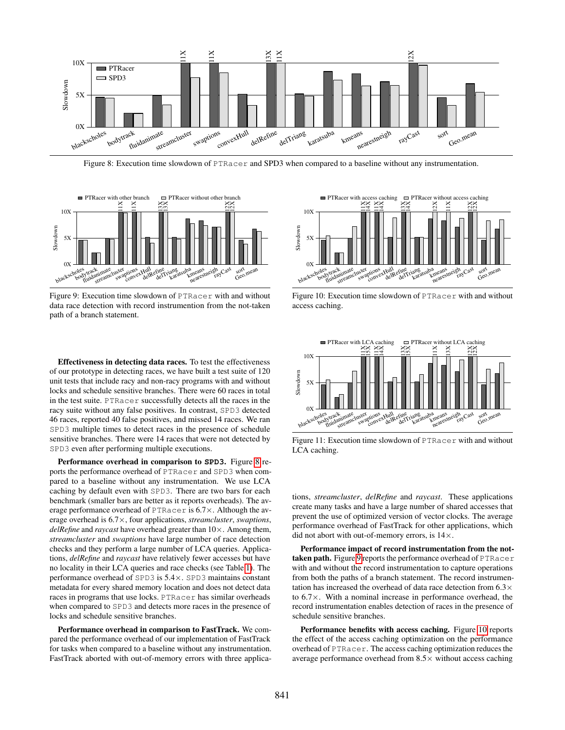Figure 8: Execution time slowdown of PTRacer and SPD3 when compared to a baseline without any instrumentation.

Figure 9: Execution time slowdown of PTRacer with and without data race detection with record instrumention from the not-taken path of a branch statement.

Figure 10: Execution time slowdown of PTRacer with and without access caching.

Figure 11: Execution time slowdown of PTRacer with and without LCA caching.

**Effectiveness in detecting data races.** To test the effectiveness of our prototype in detecting races, we have built a test suite of 120 unit tests that include racy and non-racy programs with and without locks and schedule sensitive branches. There were 60 races in total in the test suite. PTRacer successfully detects all the races in the racy suite without any false positives. In contrast, SPD3 detected 46 races, reported 40 false positives, and missed 14 races. We ran SPD3 multiple times to detect races in the presence of schedule sensitive branches. There were 14 races that were not detected by SPD3 even after performing multiple executions.

**Performance overhead in comparison to SPD3.** Figure 8 reports the performance overhead of PTRacer and SPD3 when compared to a baseline without any instrumentation. We use LCA caching by default even with SPD3. There are two bars for each benchmark (smaller bars are better as it reports overheads). The average performance overhead of PTRacer is 6.7×. Although the average overhead is 6.7×, four applications, *streamcluster*, *swaptions*, *delRefine* and *raycast* have overhead greater than 10×. Among them, *streamcluster* and *swaptions* have large number of race detection checks and they perform a large number of LCA queries. Applications, *delRefine* and *raycast* have relatively fewer accesses but have no locality in their LCA queries and race checks (see Table 1). The performance overhead of SPD3 is 5.4×. SPD3 maintains constant metadata for every shared memory location and does not detect data races in programs that use locks. PTRacer has similar overheads when compared to SPD3 and detects more races in the presence of locks and schedule sensitive branches.

**Performance overhead in comparison to FastTrack.** We compared the performance overhead of our implementation of FastTrack for tasks when compared to a baseline without any instrumentation. FastTrack aborted with out-of-memory errors with three applications, *streamcluster*, *delRefine* and *raycast*. These applications create many tasks and have a large number of shared accesses that prevent the use of optimized version of vector clocks. The average performance overhead of FastTrack for other applications, which did not abort with out-of-memory errors, is 14×.

**Performance impact of record instrumentation from the not-taken path.** Figure 9 reports the performance overhead of PTRacer with and without the record instrumentation to capture operations from both the paths of a branch statement. The record instrumentation has increased the overhead of data race detection from 6.3× to 6.7×. With a nominal increase in performance overhead, the record instrumentation enables detection of races in the presence of schedule sensitive branches.

**Performance benefits with access caching.** Figure 10 reports the effect of the access caching optimization on the performance overhead of PTRacer. The access caching optimization reduces the average performance overhead from 8.5× without access caching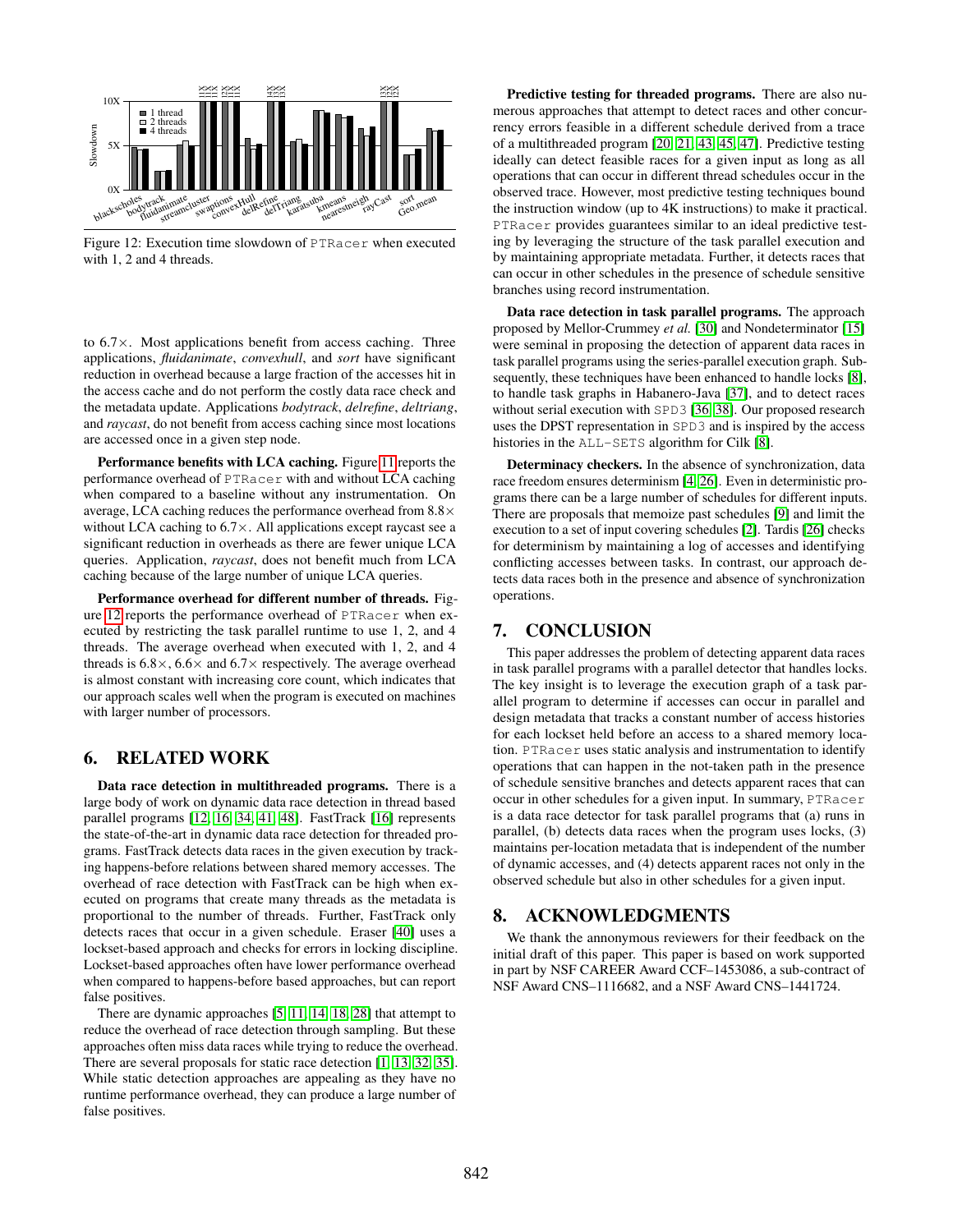Figure 12: Execution time slowdown of PTRacer when executed with 1, 2 and 4 threads.

to 6.7×. Most applications benefit from access caching. Three applications, *fluidanimate*, *convexhull*, and *sort* have significant reduction in overhead because a large fraction of the accesses hit in the access cache and do not perform the costly data race check and the metadata update. Applications *bodytrack*, *delrefine*, *deltriang*, and *raycast*, do not benefit from access caching since most locations are accessed once in a given step node.

**Performance benefits with LCA caching.** Figure 11 reports the performance overhead of PTRacer with and without LCA caching when compared to a baseline without any instrumentation. On average, LCA caching reduces the performance overhead from 8.8× without LCA caching to 6.7×. All applications except raycast see a significant reduction in overheads as there are fewer unique LCA queries. Application, *raycast*, does not benefit much from LCA caching because of the large number of unique LCA queries.

**Performance overhead for different number of threads.** Figure 12 reports the performance overhead of PTRacer when executed by restricting the task parallel runtime to use 1, 2, and 4 threads. The average overhead when executed with 1, 2, and 4 threads is 6.8×, 6.6× and 6.7× respectively. The average overhead is almost constant with increasing core count, which indicates that our approach scales well when the program is executed on machines with larger number of processors.

## 6. RELATED WORK

**Data race detection in multithreaded programs.** There is a large body of work on dynamic data race detection in thread based parallel programs [12, 16, 34, 41, 48]. FastTrack [16] represents the state-of-the-art in dynamic data race detection for threaded programs. FastTrack detects data races in the given execution by tracking happens-before relations between shared memory accesses. The overhead of race detection with FastTrack can be high when executed on programs that create many threads as the metadata is proportional to the number of threads. Further, FastTrack only detects races that occur in a given schedule. Eraser [40] uses a lockset-based approach and checks for errors in locking discipline. Lockset-based approaches often have lower performance overhead when compared to happens-before based approaches, but can report false positives.

There are dynamic approaches [5, 11, 14, 18, 28] that attempt to reduce the overhead of race detection through sampling. But these approaches often miss data races while trying to reduce the overhead. There are several proposals for static race detection [1, 13, 32, 35]. While static detection approaches are appealing as they have no runtime performance overhead, they can produce a large number of false positives.

**Predictive testing for threaded programs.** There are also numerous approaches that attempt to detect races and other concurrency errors feasible in a different schedule derived from a trace of a multithreaded program [20, 21, 43, 45, 47]. Predictive testing ideally can detect feasible races for a given input as long as all operations that can occur in different thread schedules occur in the observed trace. However, most predictive testing techniques bound the instruction window (up to 4K instructions) to make it practical. PTRacer provides guarantees similar to an ideal predictive testing by leveraging the structure of the task parallel execution and by maintaining appropriate metadata. Further, it detects races that can occur in other schedules in the presence of schedule sensitive branches using record instrumentation.

**Data race detection in task parallel programs.** The approach proposed by Mellor-Crummey *et al.* [30] and Nondeterminator [15] were seminal in proposing the detection of apparent data races in task parallel programs using the series-parallel execution graph. Subsequently, these techniques have been enhanced to handle locks [8], to handle task graphs in Habanero-Java [37], and to detect races without serial execution with SPD3 [36, 38]. Our proposed research uses the DPST representation in SPD3 and is inspired by the access histories in the ALL-SETS algorithm for Cilk [8].

**Determinacy checkers.** In the absence of synchronization, data race freedom ensures determinism [4, 26]. Even in deterministic programs there can be a large number of schedules for different inputs. There are proposals that memoize past schedules [9] and limit the execution to a set of input covering schedules [2]. Tardis [26] checks for determinism by maintaining a log of accesses and identifying conflicting accesses between tasks. In contrast, our approach detects data races both in the presence and absence of synchronization operations.

## 7. CONCLUSION

This paper addresses the problem of detecting apparent data races in task parallel programs with a parallel detector that handles locks. The key insight is to leverage the execution graph of a task parallel program to determine if accesses can occur in parallel and design metadata that tracks a constant number of access histories for each lockset held before an access to a shared memory location. PTRacer uses static analysis and instrumentation to identify operations that can happen in the not-taken path in the presence of schedule sensitive branches and detects apparent races that can occur in other schedules for a given input. In summary, PTRacer is a data race detector for task parallel programs that (a) runs in parallel, (b) detects data races when the program uses locks, (3) maintains per-location metadata that is independent of the number of dynamic accesses, and (4) detects apparent races not only in the observed schedule but also in other schedules for a given input.

## 8. ACKNOWLEDGMENTS

We thank the annonymous reviewers for their feedback on the initial draft of this paper. This paper is based on work supported in part by NSF CAREER Award CCF–1453086, a sub-contract of NSF Award CNS–1116682, and a NSF Award CNS–1441724.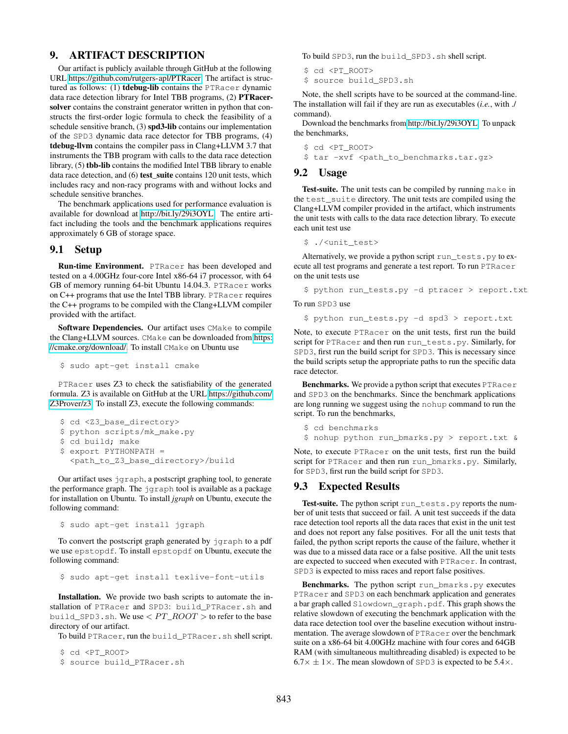## 9. ARTIFACT DESCRIPTION

Our artifact is publicly available through GitHub at the following URL https://github.com/rutgers-apl/PTRacer. The artifact is structured as follows: (1) **tdebug-lib** contains the PTRacer dynamic data race detection library for Intel TBB programs, (2) **PTRacer-solver** contains the constraint generator written in python that constructs the first-order logic formula to check the feasibility of a schedule sensitive branch, (3) **spd3-lib** contains our implementation of the SPD3 dynamic data race detector for TBB programs, (4) **tdebug-llvm** contains the compiler pass in Clang+LLVM 3.7 that instruments the TBB program with calls to the data race detection library, (5) **tbb-lib** contains the modified Intel TBB library to enable data race detection, and (6) **test_suite** contains 120 unit tests, which includes racy and non-racy programs with and without locks and schedule sensitive branches.

The benchmark applications used for performance evaluation is available for download at http://bit.ly/29i3OYL. The entire artifact including the tools and the benchmark applications requires approximately 6 GB of storage space.

### 9.1 Setup

**Run-time Environment.** PTRacer has been developed and tested on a 4.00GHz four-core Intel x86-64 i7 processor, with 64 GB of memory running 64-bit Ubuntu 14.04.3. PTRacer works on C++ programs that use the Intel TBB library. PTRacer requires the C++ programs to be compiled with the Clang+LLVM compiler provided with the artifact.

**Software Dependencies.** Our artifact uses CMake to compile the Clang+LLVM sources. CMake can be downloaded from https://cmake.org/download/. To install CMake on Ubuntu use

```
$ sudo apt-get install cmake
```

PTRacer uses Z3 to check the satisfiability of the generated formula. Z3 is available on GitHub at the URL https://github.com/Z3Prover/z3. To install Z3, execute the following commands:

```
$ cd <Z3_base_directory>
$ python scripts/mk_make.py
$ cd build; make
$ export PYTHONPATH =
  <path_to_Z3_base_directory>/build
```

Our artifact uses jgraph, a postscript graphing tool, to generate the performance graph. The jgraph tool is available as a package for installation on Ubuntu. To install *jgraph* on Ubuntu, execute the following command:

```
$ sudo apt-get install jgraph
```

To convert the postscript graph generated by jgraph to a pdf we use epstopdf. To install epstopdf on Ubuntu, execute the following command:

```
$ sudo apt-get install texlive-font-utils
```

**Installation.** We provide two bash scripts to automate the installation of PTRacer and SPD3: build_PTRacer.sh and build_SPD3.sh. We use $< PT\_ROOT >$ to refer to the base directory of our artifact.

To build PTRacer, run the build_PTRacer.sh shell script.

```
$ cd <PT_ROOT>
$ source build_PTRacer.sh
```

To build SPD3, run the build_SPD3.sh shell script.

```
$ cd <PT_ROOT>
$ source build_SPD3.sh
```

Note, the shell scripts have to be sourced at the command-line. The installation will fail if they are run as executables (*i.e.*, with ./ command).

Download the benchmarks from http://bit.ly/29i3OYL. To unpack the benchmarks,

```
$ cd <PT_ROOT>
$ tar -xvf <path_to_benchmarks.tar.gz>
```

### 9.2 Usage

**Test-suite.** The unit tests can be compiled by running make in the test_suite directory. The unit tests are compiled using the Clang+LLVM compiler provided in the artifact, which instruments the unit tests with calls to the data race detection library. To execute each unit test use

```
$ ./<unit_test>
```

Alternatively, we provide a python script run_tests.py to execute all test programs and generate a test report. To run PTRacer on the unit tests use

```
$ python run_tests.py -d ptracer > report.txt
```

To run SPD3 use

```
$ python run_tests.py -d spd3 > report.txt
```

Note, to execute PTRacer on the unit tests, first run the build script for PTRacer and then run run_tests.py. Similarly, for SPD3, first run the build script for SPD3. This is necessary since the build scripts setup the appropriate paths to run the specific data race detector.

**Benchmarks.** We provide a python script that executes PTRacer and SPD3 on the benchmarks. Since the benchmark applications are long running we suggest using the nohup command to run the script. To run the benchmarks,

```
$ cd benchmarks
$ nohup python run_bmarks.py > report.txt &
```

Note, to execute PTRacer on the unit tests, first run the build script for PTRacer and then run run_bmarks.py. Similarly, for SPD3, first run the build script for SPD3.

### 9.3 Expected Results

**Test-suite.** The python script run_tests.py reports the number of unit tests that succeed or fail. A unit test succeeds if the data race detection tool reports all the data races that exist in the unit test and does not report any false positives. For all the unit tests that failed, the python script reports the cause of the failure, whether it was due to a missed data race or a false positive. All the unit tests are expected to succeed when executed with PTRacer. In contrast, SPD3 is expected to miss races and report false positives.

**Benchmarks.** The python script run_bmarks.py executes PTRacer and SPD3 on each benchmark application and generates a bar graph called Slowdown_graph.pdf. This graph shows the relative slowdown of executing the benchmark application with the data race detection tool over the baseline execution without instrumentation. The average slowdown of PTRacer over the benchmark suite on a x86-64 bit 4.00GHz machine with four cores and 64GB RAM (with simultaneous multithreading disabled) is expected to be $6.7\times \pm 1\times$. The mean slowdown of SPD3 is expected to be $5.4\times$.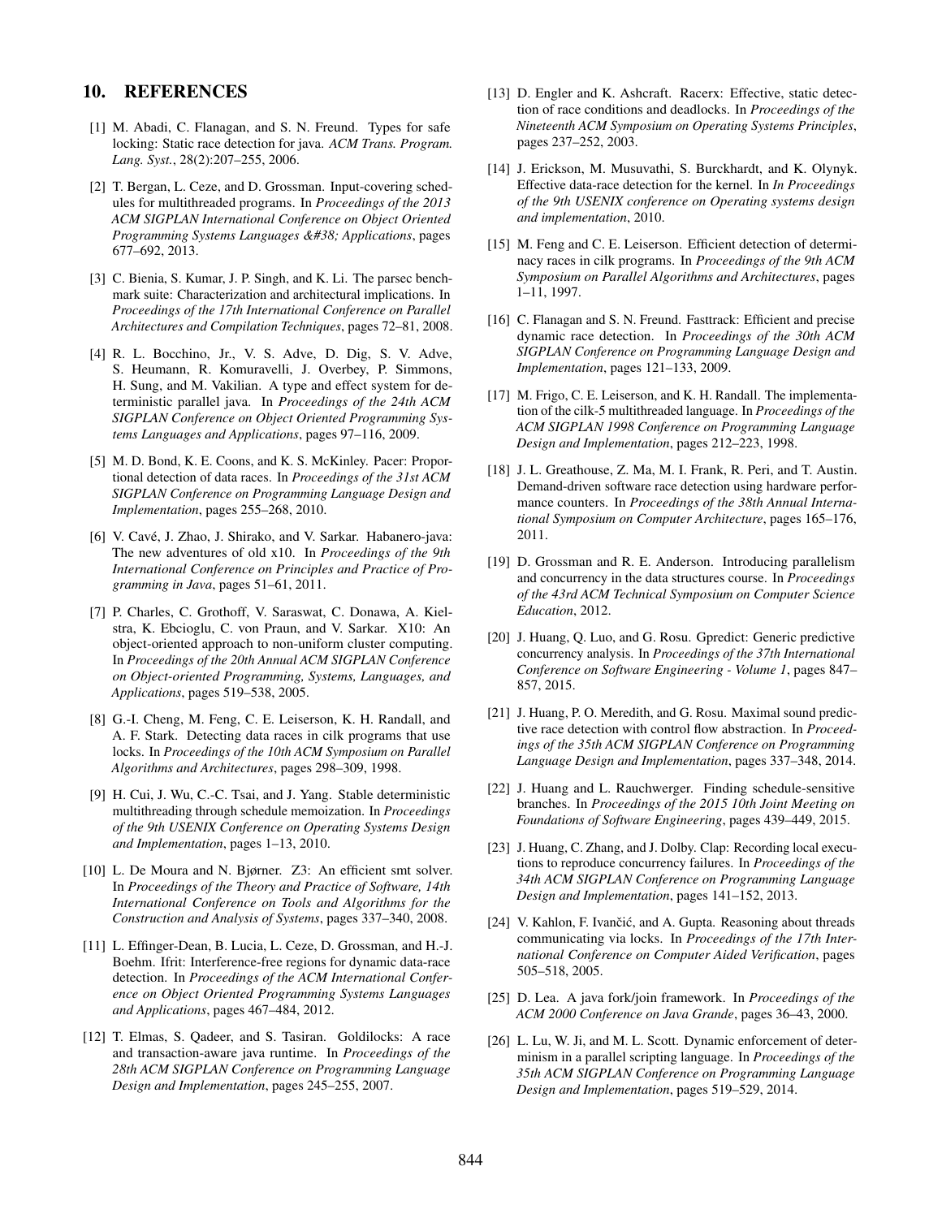## 10. REFERENCES

[1] M. Abadi, C. Flanagan, and S. N. Freund. Types for safe locking: Static race detection for java. *ACM Trans. Program. Lang. Syst.*, 28(2):207–255, 2006.

[2] T. Bergan, L. Ceze, and D. Grossman. Input-covering schedules for multithreaded programs. In *Proceedings of the 2013 ACM SIGPLAN International Conference on Object Oriented Programming Systems Languages &#38; Applications*, pages 677–692, 2013.

[3] C. Bienia, S. Kumar, J. P. Singh, and K. Li. The parsec benchmark suite: Characterization and architectural implications. In *Proceedings of the 17th International Conference on Parallel Architectures and Compilation Techniques*, pages 72–81, 2008.

[4] R. L. Bocchino, Jr., V. S. Adve, D. Dig, S. V. Adve, S. Heumann, R. Komuravelli, J. Overbey, P. Simmons, H. Sung, and M. Vakilian. A type and effect system for deterministic parallel java. In *Proceedings of the 24th ACM SIGPLAN Conference on Object Oriented Programming Systems Languages and Applications*, pages 97–116, 2009.

[5] M. D. Bond, K. E. Coons, and K. S. McKinley. Pacer: Proportional detection of data races. In *Proceedings of the 31st ACM SIGPLAN Conference on Programming Language Design and Implementation*, pages 255–268, 2010.

[6] V. Cavé, J. Zhao, J. Shirako, and V. Sarkar. Habanero-java: The new adventures of old x10. In *Proceedings of the 9th International Conference on Principles and Practice of Programming in Java*, pages 51–61, 2011.

[7] P. Charles, C. Grothoff, V. Saraswat, C. Donawa, A. Kielstra, K. Ebcioglu, C. von Praun, and V. Sarkar. X10: An object-oriented approach to non-uniform cluster computing. In *Proceedings of the 20th Annual ACM SIGPLAN Conference on Object-oriented Programming, Systems, Languages, and Applications*, pages 519–538, 2005.

[8] G.-I. Cheng, M. Feng, C. E. Leiserson, K. H. Randall, and A. F. Stark. Detecting data races in cilk programs that use locks. In *Proceedings of the 10th ACM Symposium on Parallel Algorithms and Architectures*, pages 298–309, 1998.

[9] H. Cui, J. Wu, C.-C. Tsai, and J. Yang. Stable deterministic multithreading through schedule memoization. In *Proceedings of the 9th USENIX Conference on Operating Systems Design and Implementation*, pages 1–13, 2010.

[10] L. De Moura and N. Bjørner. Z3: An efficient smt solver. In *Proceedings of the Theory and Practice of Software, 14th International Conference on Tools and Algorithms for the Construction and Analysis of Systems*, pages 337–340, 2008.

[11] L. Effinger-Dean, B. Lucia, L. Ceze, D. Grossman, and H.-J. Boehm. Ifrit: Interference-free regions for dynamic data-race detection. In *Proceedings of the ACM International Conference on Object Oriented Programming Systems Languages and Applications*, pages 467–484, 2012.

[12] T. Elmas, S. Qadeer, and S. Tasiran. Goldilocks: A race and transaction-aware java runtime. In *Proceedings of the 28th ACM SIGPLAN Conference on Programming Language Design and Implementation*, pages 245–255, 2007.

[13] D. Engler and K. Ashcraft. Racerx: Effective, static detection of race conditions and deadlocks. In *Proceedings of the Nineteenth ACM Symposium on Operating Systems Principles*, pages 237–252, 2003.

[14] J. Erickson, M. Musuvathi, S. Burckhardt, and K. Olynyk. Effective data-race detection for the kernel. In *In Proceedings of the 9th USENIX conference on Operating systems design and implementation*, 2010.

[15] M. Feng and C. E. Leiserson. Efficient detection of determinacy races in cilk programs. In *Proceedings of the 9th ACM Symposium on Parallel Algorithms and Architectures*, pages 1–11, 1997.

[16] C. Flanagan and S. N. Freund. Fasttrack: Efficient and precise dynamic race detection. In *Proceedings of the 30th ACM SIGPLAN Conference on Programming Language Design and Implementation*, pages 121–133, 2009.

[17] M. Frigo, C. E. Leiserson, and K. H. Randall. The implementation of the cilk-5 multithreaded language. In *Proceedings of the ACM SIGPLAN 1998 Conference on Programming Language Design and Implementation*, pages 212–223, 1998.

[18] J. L. Greathouse, Z. Ma, M. I. Frank, R. Peri, and T. Austin. Demand-driven software race detection using hardware performance counters. In *Proceedings of the 38th Annual International Symposium on Computer Architecture*, pages 165–176, 2011.

[19] D. Grossman and R. E. Anderson. Introducing parallelism and concurrency in the data structures course. In *Proceedings of the 43rd ACM Technical Symposium on Computer Science Education*, 2012.

[20] J. Huang, Q. Luo, and G. Rosu. Gpredict: Generic predictive concurrency analysis. In *Proceedings of the 37th International Conference on Software Engineering - Volume 1*, pages 847–857, 2015.

[21] J. Huang, P. O. Meredith, and G. Rosu. Maximal sound predictive race detection with control flow abstraction. In *Proceedings of the 35th ACM SIGPLAN Conference on Programming Language Design and Implementation*, pages 337–348, 2014.

[22] J. Huang and L. Rauchwerger. Finding schedule-sensitive branches. In *Proceedings of the 2015 10th Joint Meeting on Foundations of Software Engineering*, pages 439–449, 2015.

[23] J. Huang, C. Zhang, and J. Dolby. Clap: Recording local executions to reproduce concurrency failures. In *Proceedings of the 34th ACM SIGPLAN Conference on Programming Language Design and Implementation*, pages 141–152, 2013.

[24] V. Kahlon, F. Ivančić, and A. Gupta. Reasoning about threads communicating via locks. In *Proceedings of the 17th International Conference on Computer Aided Verification*, pages 505–518, 2005.

[25] D. Lea. A java fork/join framework. In *Proceedings of the ACM 2000 Conference on Java Grande*, pages 36–43, 2000.

[26] L. Lu, W. Ji, and M. L. Scott. Dynamic enforcement of determinism in a parallel scripting language. In *Proceedings of the 35th ACM SIGPLAN Conference on Programming Language Design and Implementation*, pages 519–529, 2014.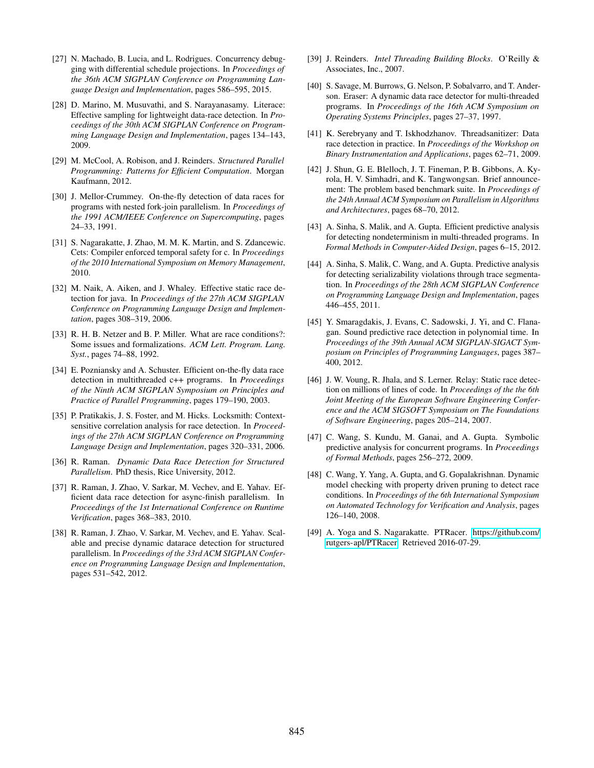[27] N. Machado, B. Lucia, and L. Rodrigues. Concurrency debugging with differential schedule projections. In *Proceedings of the 36th ACM SIGPLAN Conference on Programming Language Design and Implementation*, pages 586–595, 2015.

[28] D. Marino, M. Musuvathi, and S. Narayanasamy. Literace: Effective sampling for lightweight data-race detection. In *Proceedings of the 30th ACM SIGPLAN Conference on Programming Language Design and Implementation*, pages 134–143, 2009.

[29] M. McCool, A. Robison, and J. Reinders. *Structured Parallel Programming: Patterns for Efficient Computation*. Morgan Kaufmann, 2012.

[30] J. Mellor-Crummey. On-the-fly detection of data races for programs with nested fork-join parallelism. In *Proceedings of the 1991 ACM/IEEE Conference on Supercomputing*, pages 24–33, 1991.

[31] S. Nagarakatte, J. Zhao, M. M. K. Martin, and S. Zdancewic. Cets: Compiler enforced temporal safety for c. In *Proceedings of the 2010 International Symposium on Memory Management*, 2010.

[32] M. Naik, A. Aiken, and J. Whaley. Effective static race detection for java. In *Proceedings of the 27th ACM SIGPLAN Conference on Programming Language Design and Implementation*, pages 308–319, 2006.

[33] R. H. B. Netzer and B. P. Miller. What are race conditions?: Some issues and formalizations. *ACM Lett. Program. Lang. Syst.*, pages 74–88, 1992.

[34] E. Pozniansky and A. Schuster. Efficient on-the-fly data race detection in multithreaded c++ programs. In *Proceedings of the Ninth ACM SIGPLAN Symposium on Principles and Practice of Parallel Programming*, pages 179–190, 2003.

[35] P. Pratikakis, J. S. Foster, and M. Hicks. Locksmith: Context-sensitive correlation analysis for race detection. In *Proceedings of the 27th ACM SIGPLAN Conference on Programming Language Design and Implementation*, pages 320–331, 2006.

[36] R. Raman. *Dynamic Data Race Detection for Structured Parallelism*. PhD thesis, Rice University, 2012.

[37] R. Raman, J. Zhao, V. Sarkar, M. Vechev, and E. Yahav. Efficient data race detection for async-finish parallelism. In *Proceedings of the 1st International Conference on Runtime Verification*, pages 368–383, 2010.

[38] R. Raman, J. Zhao, V. Sarkar, M. Vechev, and E. Yahav. Scalable and precise dynamic datarace detection for structured parallelism. In *Proceedings of the 33rd ACM SIGPLAN Conference on Programming Language Design and Implementation*, pages 531–542, 2012.

[39] J. Reinders. *Intel Threading Building Blocks*. O'Reilly & Associates, Inc., 2007.

[40] S. Savage, M. Burrows, G. Nelson, P. Sobalvarro, and T. Anderson. Eraser: A dynamic data race detector for multi-threaded programs. In *Proceedings of the 16th ACM Symposium on Operating Systems Principles*, pages 27–37, 1997.

[41] K. Serebryany and T. Iskhodzhanov. Threadsanitizer: Data race detection in practice. In *Proceedings of the Workshop on Binary Instrumentation and Applications*, pages 62–71, 2009.

[42] J. Shun, G. E. Blelloch, J. T. Fineman, P. B. Gibbons, A. Kyrola, H. V. Simhadri, and K. Tangwongsan. Brief announcement: The problem based benchmark suite. In *Proceedings of the 24th Annual ACM Symposium on Parallelism in Algorithms and Architectures*, pages 68–70, 2012.

[43] A. Sinha, S. Malik, and A. Gupta. Efficient predictive analysis for detecting nondeterminism in multi-threaded programs. In *Formal Methods in Computer-Aided Design*, pages 6–15, 2012.

[44] A. Sinha, S. Malik, C. Wang, and A. Gupta. Predictive analysis for detecting serializability violations through trace segmentation. In *Proceedings of the 28th ACM SIGPLAN Conference on Programming Language Design and Implementation*, pages 446–455, 2011.

[45] Y. Smaragdakis, J. Evans, C. Sadowski, J. Yi, and C. Flanagan. Sound predictive race detection in polynomial time. In *Proceedings of the 39th Annual ACM SIGPLAN-SIGACT Symposium on Principles of Programming Languages*, pages 387–400, 2012.

[46] J. W. Voung, R. Jhala, and S. Lerner. Relay: Static race detection on millions of lines of code. In *Proceedings of the the 6th Joint Meeting of the European Software Engineering Conference and the ACM SIGSOFT Symposium on The Foundations of Software Engineering*, pages 205–214, 2007.

[47] C. Wang, S. Kundu, M. Ganai, and A. Gupta. Symbolic predictive analysis for concurrent programs. In *Proceedings of Formal Methods*, pages 256–272, 2009.

[48] C. Wang, Y. Yang, A. Gupta, and G. Gopalakrishnan. Dynamic model checking with property driven pruning to detect race conditions. In *Proceedings of the 6th International Symposium on Automated Technology for Verification and Analysis*, pages 126–140, 2008.

[49] A. Yoga and S. Nagarakatte. PTRacer. https://github.com/rutgers-apl/PTRacer. Retrieved 2016-07-29.